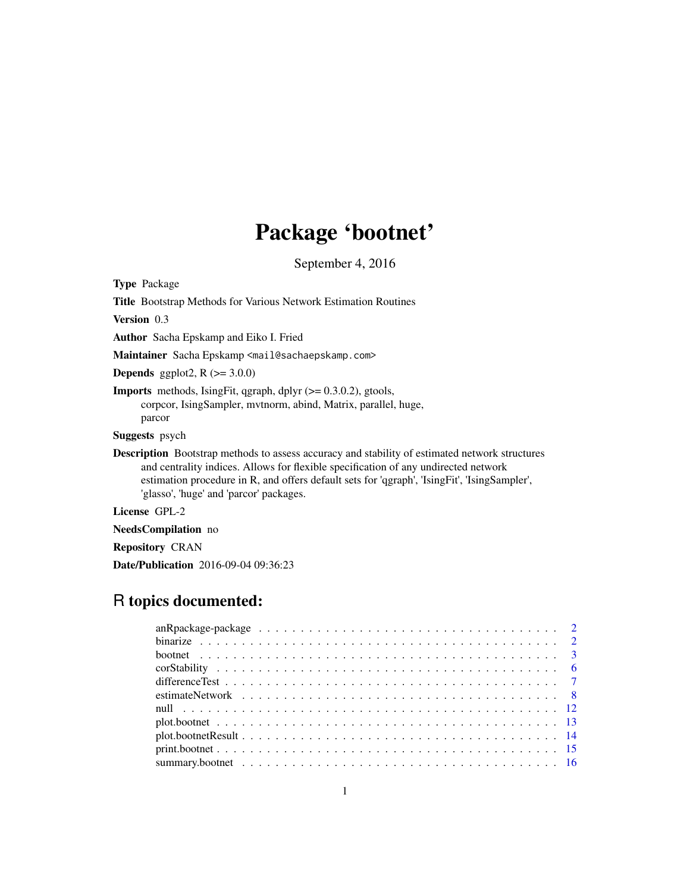# Package 'bootnet'

September 4, 2016

**Type** Package

**Title** Bootstrap Methods for Various Network Estimation Routines

**Version** 0.3

**Author** Sacha Epskamp and Eiko I. Fried

**Maintainer** Sacha Epskamp <mail@sachaepskamp.com>

**Depends** ggplot2, R (>= 3.0.0)

**Imports** methods, IsingFit, qgraph, dplyr (>= 0.3.0.2), gtools, corpcor, IsingSampler, mvtnorm, abind, Matrix, parallel, huge, parcor

**Suggests** psych

**Description** Bootstrap methods to assess accuracy and stability of estimated network structures and centrality indices. Allows for flexible specification of any undirected network estimation procedure in R, and offers default sets for 'qgraph', 'IsingFit', 'IsingSampler', 'glasso', 'huge' and 'parcor' packages.

**License** GPL-2

**NeedsCompilation** no

**Repository** CRAN

**Date/Publication** 2016-09-04 09:36:23

## R topics documented:

| | |
|---|---|
| anRpackage-package | 2 |
| binarize | 2 |
| bootnet | 3 |
| corStability | 6 |
| differenceTest | 7 |
| estimateNetwork | 8 |
| null | 12 |
| plot.bootnet | 13 |
| plot.bootnetResult | 14 |
| print.bootnet | 15 |
| summary.bootnet | 16 |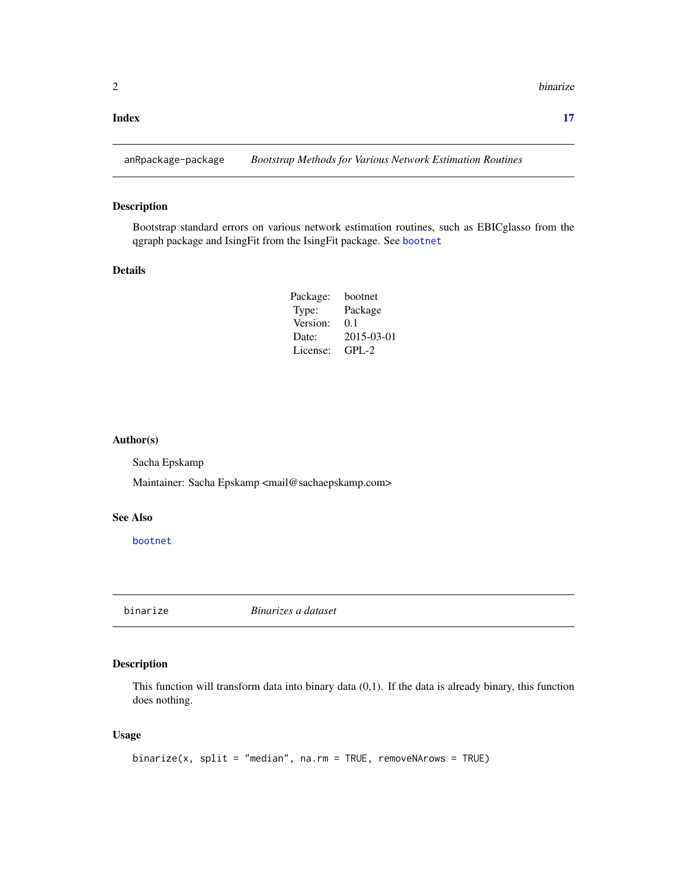**Index** **17**

---

`anRpackage-package` *Bootstrap Methods for Various Network Estimation Routines*

---

### Description

Bootstrap standard errors on various network estimation routines, such as EBICglasso from the qgraph package and IsingFit from the IsingFit package. See `bootnet`

### Details

| | |
|---|---|
| Package: | bootnet |
| Type: | Package |
| Version: | 0.1 |
| Date: | 2015-03-01 |
| License: | GPL-2 |

### Author(s)

Sacha Epskamp

Maintainer: Sacha Epskamp <mail@sachaepskamp.com>

### See Also

`bootnet`

---

`binarize` *Binarizes a dataset*

---

### Description

This function will transform data into binary data (0,1). If the data is already binary, this function does nothing.

### Usage

```
binarize(x, split = "median", na.rm = TRUE, removeNArows = TRUE)
```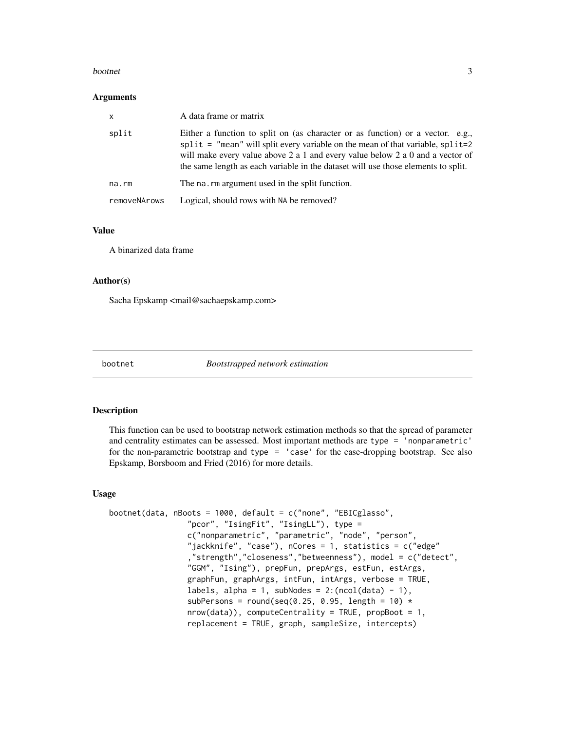### Arguments

| | |
|---|---|
| x | A data frame or matrix |
| split | Either a function to split on (as character or as function) or a vector. e.g., `split = "mean"` will split every variable on the mean of that variable, `split=2` will make every value above 2 a 1 and every value below 2 a 0 and a vector of the same length as each variable in the dataset will use those elements to split. |
| na.rm | The `na.rm` argument used in the split function. |
| removeNArows | Logical, should rows with `NA` be removed? |

### Value

A binarized data frame

### Author(s)

Sacha Epskamp <mail@sachaepskamp.com>

---

## bootnet *Bootstrapped network estimation*

---

### Description

This function can be used to bootstrap network estimation methods so that the spread of parameter and centrality estimates can be assessed. Most important methods are `type = 'nonparametric'` for the non-parametric bootstrap and `type = 'case'` for the case-dropping bootstrap. See also Epskamp, Borsboom and Fried (2016) for more details.

### Usage

```
bootnet(data, nBoots = 1000, default = c("none", "EBICglasso",
                "pcor", "IsingFit", "IsingLL"), type =
                c("nonparametric", "parametric", "node", "person",
                "jackknife", "case"), nCores = 1, statistics = c("edge"
                ,"strength","closeness","betweenness"), model = c("detect",
                "GGM", "Ising"), prepFun, prepArgs, estFun, estArgs,
                graphFun, graphArgs, intFun, intArgs, verbose = TRUE,
                labels, alpha = 1, subNodes = 2:(ncol(data) - 1),
                subPersons = round(seq(0.25, 0.95, length = 10) *
                nrow(data)), computeCentrality = TRUE, propBoot = 1,
                replacement = TRUE, graph, sampleSize, intercepts)
```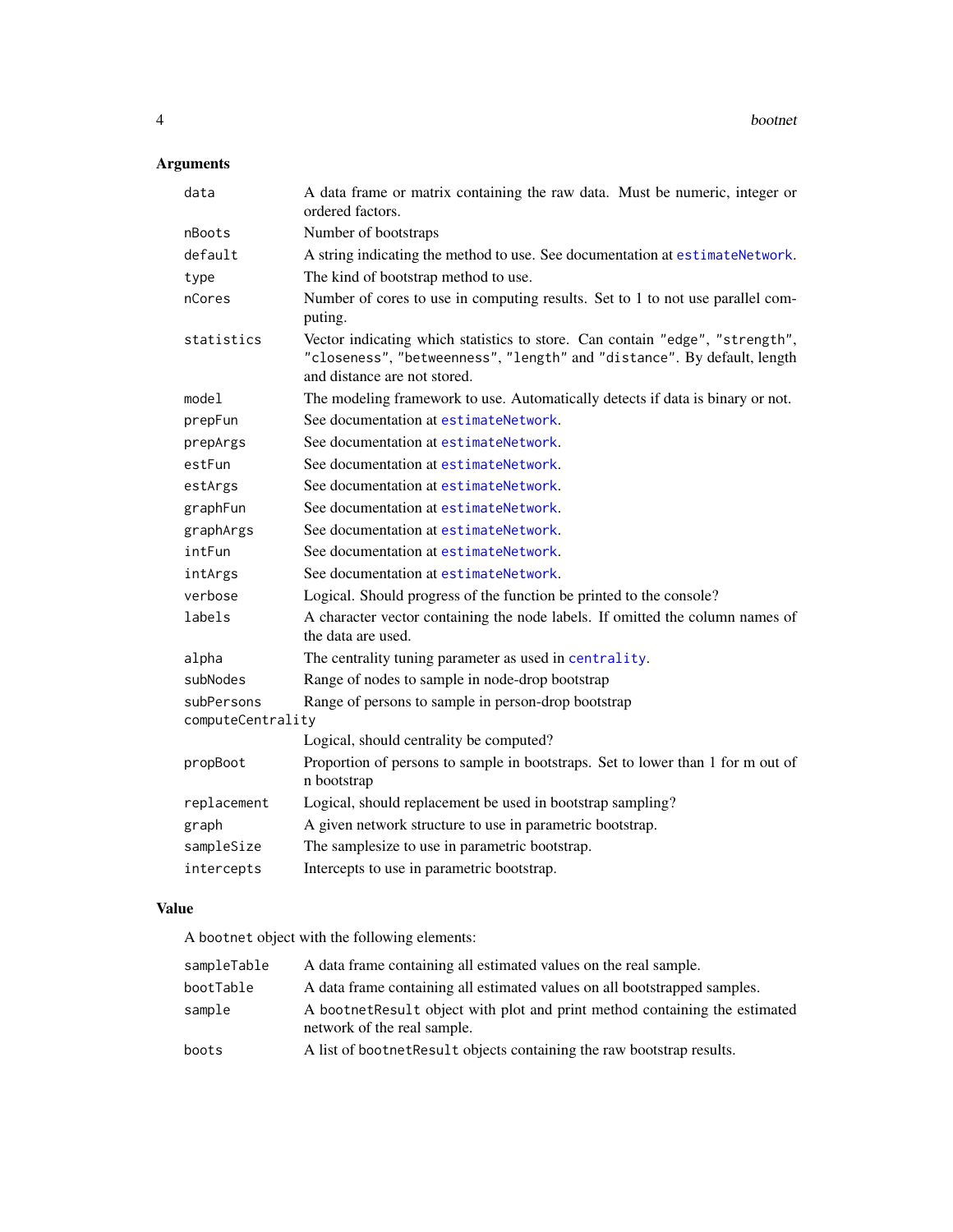## Arguments

| | |
|---|---|
| `data` | A data frame or matrix containing the raw data. Must be numeric, integer or ordered factors. |
| `nBoots` | Number of bootstraps |
| `default` | A string indicating the method to use. See documentation at `estimateNetwork`. |
| `type` | The kind of bootstrap method to use. |
| `nCores` | Number of cores to use in computing results. Set to 1 to not use parallel computing. |
| `statistics` | Vector indicating which statistics to store. Can contain `"edge"`, `"strength"`, `"closeness"`, `"betweenness"`, `"length"` and `"distance"`. By default, length and distance are not stored. |
| `model` | The modeling framework to use. Automatically detects if data is binary or not. |
| `prepFun` | See documentation at `estimateNetwork`. |
| `prepArgs` | See documentation at `estimateNetwork`. |
| `estFun` | See documentation at `estimateNetwork`. |
| `estArgs` | See documentation at `estimateNetwork`. |
| `graphFun` | See documentation at `estimateNetwork`. |
| `graphArgs` | See documentation at `estimateNetwork`. |
| `intFun` | See documentation at `estimateNetwork`. |
| `intArgs` | See documentation at `estimateNetwork`. |
| `verbose` | Logical. Should progress of the function be printed to the console? |
| `labels` | A character vector containing the node labels. If omitted the column names of the data are used. |
| `alpha` | The centrality tuning parameter as used in `centrality`. |
| `subNodes` | Range of nodes to sample in node-drop bootstrap |
| `subPersons` | Range of persons to sample in person-drop bootstrap |
| `computeCentrality` | Logical, should centrality be computed? |
| `propBoot` | Proportion of persons to sample in bootstraps. Set to lower than 1 for m out of n bootstrap |
| `replacement` | Logical, should replacement be used in bootstrap sampling? |
| `graph` | A given network structure to use in parametric bootstrap. |
| `sampleSize` | The samplesize to use in parametric bootstrap. |
| `intercepts` | Intercepts to use in parametric bootstrap. |

## Value

A `bootnet` object with the following elements:

| | |
|---|---|
| `sampleTable` | A data frame containing all estimated values on the real sample. |
| `bootTable` | A data frame containing all estimated values on all bootstrapped samples. |
| `sample` | A `bootnetResult` object with plot and print method containing the estimated network of the real sample. |
| `boots` | A list of `bootnetResult` objects containing the raw bootstrap results. |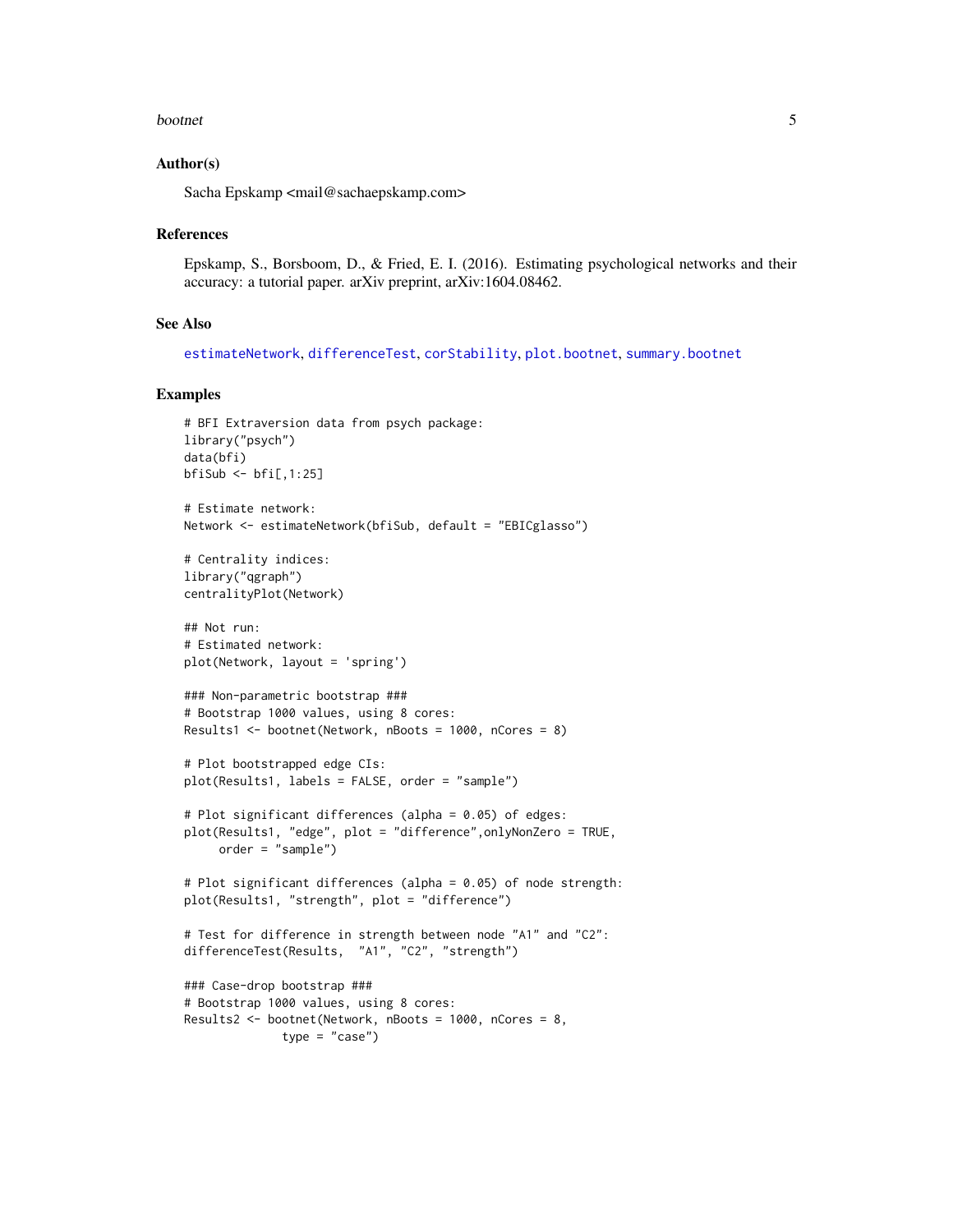### Author(s)

Sacha Epskamp <mail@sachaepskamp.com>

### References

Epskamp, S., Borsboom, D., & Fried, E. I. (2016). Estimating psychological networks and their accuracy: a tutorial paper. arXiv preprint, arXiv:1604.08462.

### See Also

estimateNetwork, differenceTest, corStability, plot.bootnet, summary.bootnet

### Examples

```
# BFI Extraversion data from psych package:
library("psych")
data(bfi)
bfiSub <- bfi[,1:25]

# Estimate network:
Network <- estimateNetwork(bfiSub, default = "EBICglasso")

# Centrality indices:
library("qgraph")
centralityPlot(Network)

## Not run:
# Estimated network:
plot(Network, layout = 'spring')

### Non-parametric bootstrap ###
# Bootstrap 1000 values, using 8 cores:
Results1 <- bootnet(Network, nBoots = 1000, nCores = 8)

# Plot bootstrapped edge CIs:
plot(Results1, labels = FALSE, order = "sample")

# Plot significant differences (alpha = 0.05) of edges:
plot(Results1, "edge", plot = "difference",onlyNonZero = TRUE,
     order = "sample")

# Plot significant differences (alpha = 0.05) of node strength:
plot(Results1, "strength", plot = "difference")

# Test for difference in strength between node "A1" and "C2":
differenceTest(Results,  "A1", "C2", "strength")

### Case-drop bootstrap ###
# Bootstrap 1000 values, using 8 cores:
Results2 <- bootnet(Network, nBoots = 1000, nCores = 8,
              type = "case")
```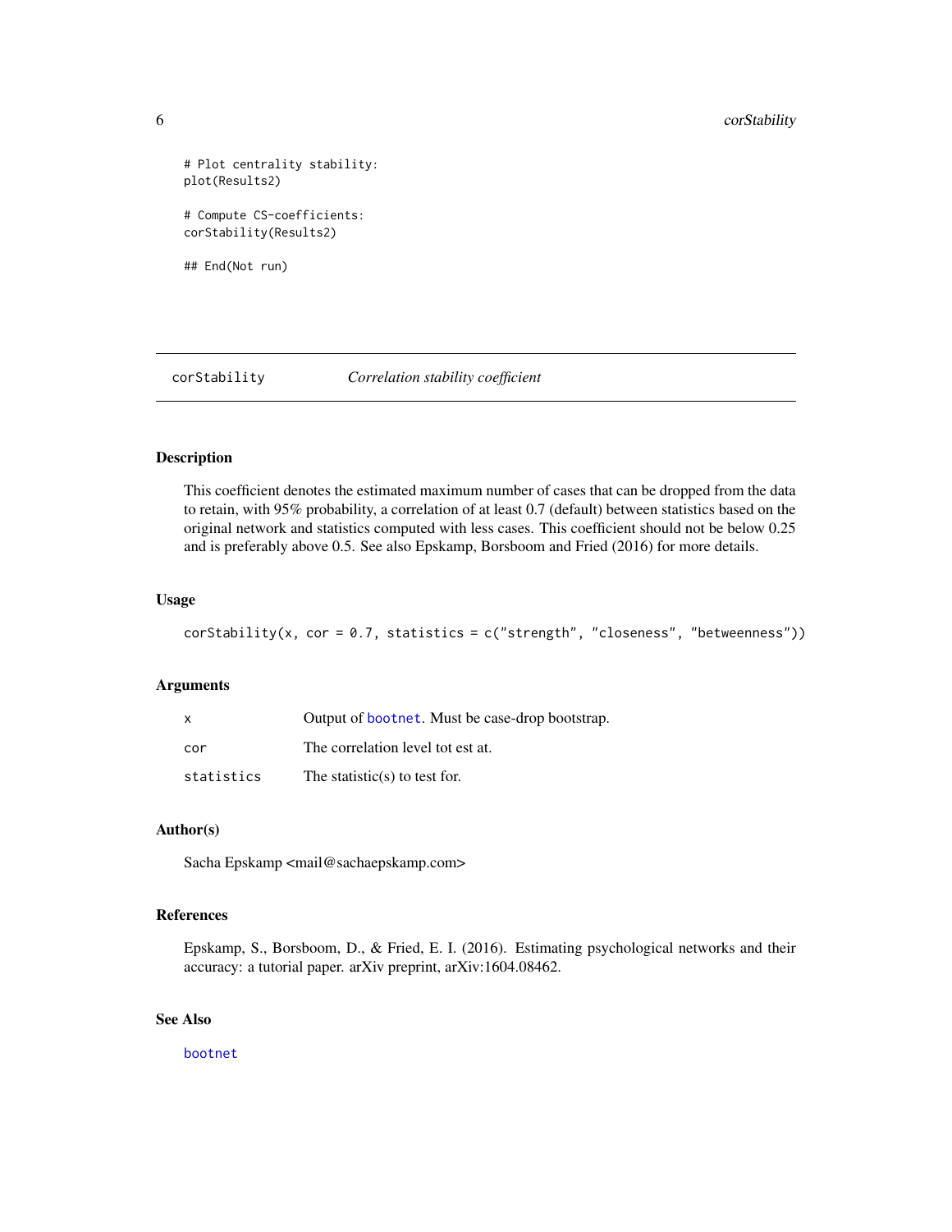```
# Plot centrality stability:
plot(Results2)

# Compute CS-coefficients:
corStability(Results2)

## End(Not run)
```

## corStability — *Correlation stability coefficient*

### Description

This coefficient denotes the estimated maximum number of cases that can be dropped from the data to retain, with 95% probability, a correlation of at least 0.7 (default) between statistics based on the original network and statistics computed with less cases. This coefficient should not be below 0.25 and is preferably above 0.5. See also Epskamp, Borsboom and Fried (2016) for more details.

### Usage

```
corStability(x, cor = 0.7, statistics = c("strength", "closeness", "betweenness"))
```

### Arguments

| | |
|---|---|
| `x` | Output of `bootnet`. Must be case-drop bootstrap. |
| `cor` | The correlation level tot est at. |
| `statistics` | The statistic(s) to test for. |

### Author(s)

Sacha Epskamp <mail@sachaepskamp.com>

### References

Epskamp, S., Borsboom, D., & Fried, E. I. (2016). Estimating psychological networks and their accuracy: a tutorial paper. arXiv preprint, arXiv:1604.08462.

### See Also

`bootnet`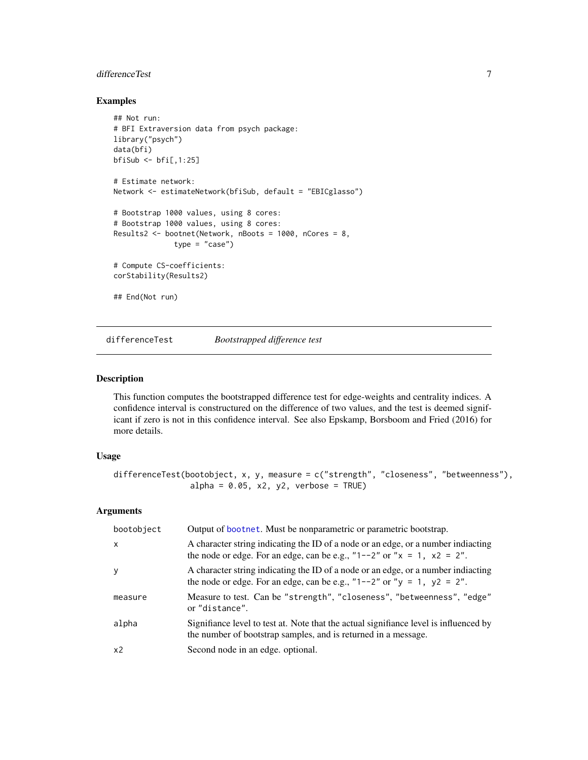### Examples

```
## Not run:
# BFI Extraversion data from psych package:
library("psych")
data(bfi)
bfiSub <- bfi[,1:25]

# Estimate network:
Network <- estimateNetwork(bfiSub, default = "EBICglasso")

# Bootstrap 1000 values, using 8 cores:
# Bootstrap 1000 values, using 8 cores:
Results2 <- bootnet(Network, nBoots = 1000, nCores = 8,
             type = "case")

# Compute CS-coefficients:
corStability(Results2)

## End(Not run)
```

---

## differenceTest *Bootstrapped difference test*

### Description

This function computes the bootstrapped difference test for edge-weights and centrality indices. A confidence interval is constructured on the difference of two values, and the test is deemed significant if zero is not in this confidence interval. See also Epskamp, Borsboom and Fried (2016) for more details.

### Usage

```
differenceTest(bootobject, x, y, measure = c("strength", "closeness", "betweenness"),
               alpha = 0.05, x2, y2, verbose = TRUE)
```

### Arguments

| | |
|---|---|
| bootobject | Output of bootnet. Must be nonparametric or parametric bootstrap. |
| x | A character string indicating the ID of a node or an edge, or a number indiacting the node or edge. For an edge, can be e.g., "1--2" or "x = 1, x2 = 2". |
| y | A character string indicating the ID of a node or an edge, or a number indiacting the node or edge. For an edge, can be e.g., "1--2" or "y = 1, y2 = 2". |
| measure | Measure to test. Can be "strength", "closeness", "betweenness", "edge" or "distance". |
| alpha | Signifiance level to test at. Note that the actual significance level is influenced by the number of bootstrap samples, and is returned in a message. |
| x2 | Second node in an edge. optional. |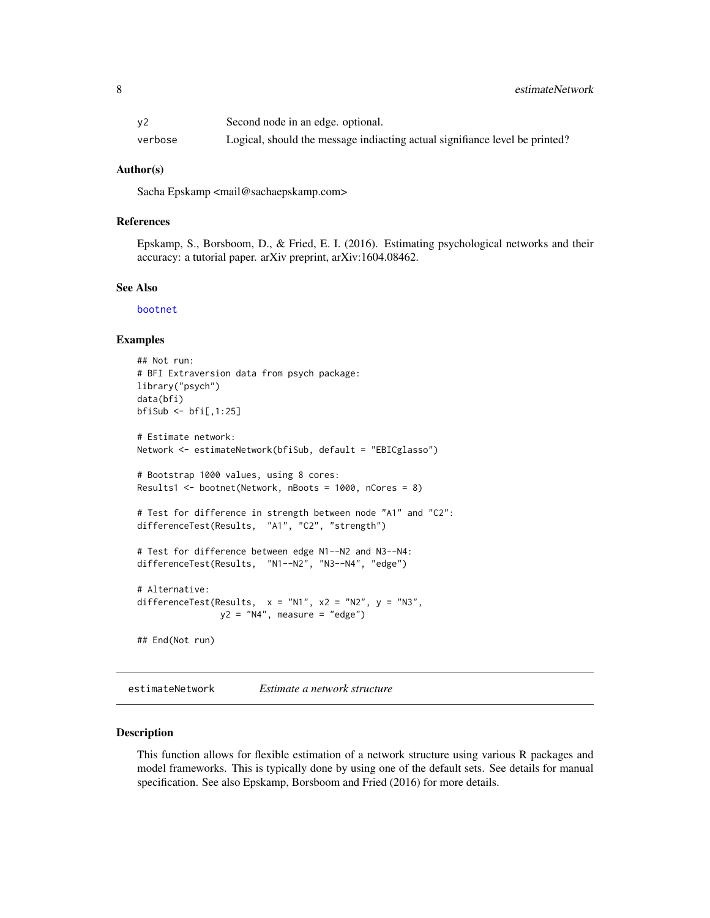| | |
|---|---|
| y2 | Second node in an edge. optional. |
| verbose | Logical, should the message indiacting actual signifiance level be printed? |

### Author(s)

Sacha Epskamp <mail@sachaepskamp.com>

### References

Epskamp, S., Borsboom, D., & Fried, E. I. (2016). Estimating psychological networks and their accuracy: a tutorial paper. arXiv preprint, arXiv:1604.08462.

### See Also

bootnet

### Examples

```
## Not run:
# BFI Extraversion data from psych package:
library("psych")
data(bfi)
bfiSub <- bfi[,1:25]

# Estimate network:
Network <- estimateNetwork(bfiSub, default = "EBICglasso")

# Bootstrap 1000 values, using 8 cores:
Results1 <- bootnet(Network, nBoots = 1000, nCores = 8)

# Test for difference in strength between node "A1" and "C2":
differenceTest(Results,  "A1", "C2", "strength")

# Test for difference between edge N1--N2 and N3--N4:
differenceTest(Results,  "N1--N2", "N3--N4", "edge")

# Alternative:
differenceTest(Results,  x = "N1", x2 = "N2", y = "N3",
                y2 = "N4", measure = "edge")

## End(Not run)
```

---

## estimateNetwork *Estimate a network structure*

### Description

This function allows for flexible estimation of a network structure using various R packages and model frameworks. This is typically done by using one of the default sets. See details for manual specification. See also Epskamp, Borsboom and Fried (2016) for more details.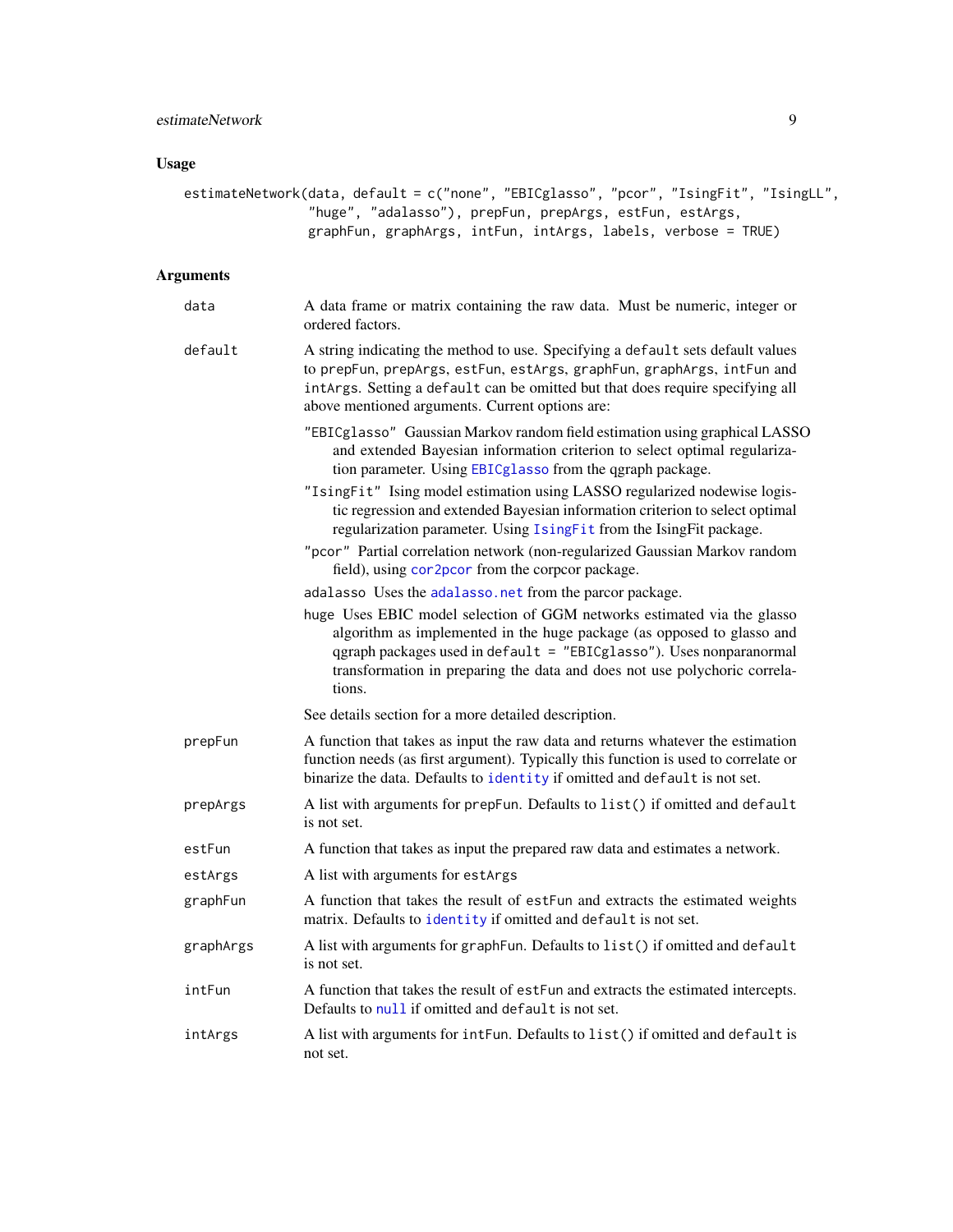## Usage

```
estimateNetwork(data, default = c("none", "EBICglasso", "pcor", "IsingFit", "IsingLL",
                "huge", "adalasso"), prepFun, prepArgs, estFun, estArgs,
                graphFun, graphArgs, intFun, intArgs, labels, verbose = TRUE)
```

## Arguments

**data** A data frame or matrix containing the raw data. Must be numeric, integer or ordered factors.

**default** A string indicating the method to use. Specifying a `default` sets default values to `prepFun`, `prepArgs`, `estFun`, `estArgs`, `graphFun`, `graphArgs`, `intFun` and `intArgs`. Setting a `default` can be omitted but that does require specifying all above mentioned arguments. Current options are:

- `"EBICglasso"` Gaussian Markov random field estimation using graphical LASSO and extended Bayesian information criterion to select optimal regularization parameter. Using `EBICglasso` from the qgraph package.
- `"IsingFit"` Ising model estimation using LASSO regularized nodewise logistic regression and extended Bayesian information criterion to select optimal regularization parameter. Using `IsingFit` from the IsingFit package.
- `"pcor"` Partial correlation network (non-regularized Gaussian Markov random field), using `cor2pcor` from the corpcor package.
- `adalasso` Uses the `adalasso.net` from the parcor package.
- `huge` Uses EBIC model selection of GGM networks estimated via the glasso algorithm as implemented in the huge package (as opposed to glasso and qgraph packages used in `default = "EBICglasso"`). Uses nonparanormal transformation in preparing the data and does not use polychoric correlations.

See details section for a more detailed description.

**prepFun** A function that takes as input the raw data and returns whatever the estimation function needs (as first argument). Typically this function is used to correlate or binarize the data. Defaults to `identity` if omitted and `default` is not set.

**prepArgs** A list with arguments for `prepFun`. Defaults to `list()` if omitted and `default` is not set.

**estFun** A function that takes as input the prepared raw data and estimates a network.

**estArgs** A list with arguments for `estArgs`

**graphFun** A function that takes the result of `estFun` and extracts the estimated weights matrix. Defaults to `identity` if omitted and `default` is not set.

**graphArgs** A list with arguments for `graphFun`. Defaults to `list()` if omitted and `default` is not set.

**intFun** A function that takes the result of `estFun` and extracts the estimated intercepts. Defaults to `null` if omitted and `default` is not set.

**intArgs** A list with arguments for `intFun`. Defaults to `list()` if omitted and `default` is not set.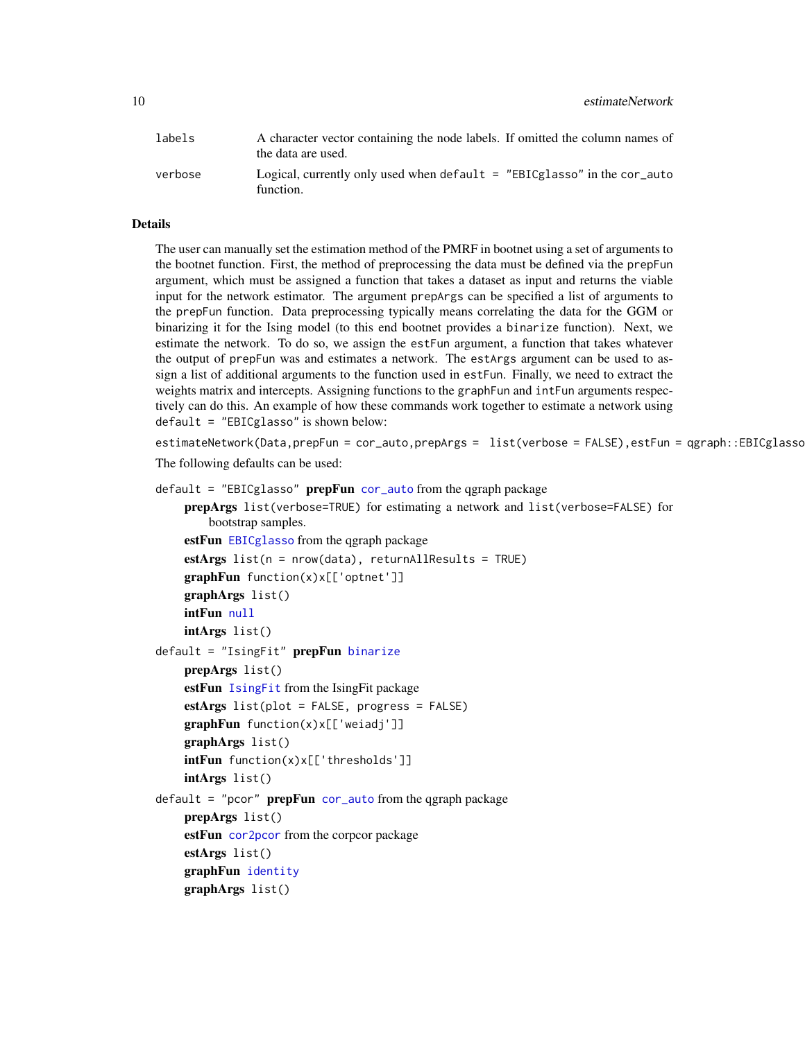| | |
|---|---|
| labels | A character vector containing the node labels. If omitted the column names of the data are used. |
| verbose | Logical, currently only used when `default = "EBICglasso"` in the `cor_auto` function. |

## Details

The user can manually set the estimation method of the PMRF in bootnet using a set of arguments to the bootnet function. First, the method of preprocessing the data must be defined via the `prepFun` argument, which must be assigned a function that takes a dataset as input and returns the viable input for the network estimator. The argument `prepArgs` can be specified a list of arguments to the `prepFun` function. Data preprocessing typically means correlating the data for the GGM or binarizing it for the Ising model (to this end bootnet provides a `binarize` function). Next, we estimate the network. To do so, we assign the `estFun` argument, a function that takes whatever the output of `prepFun` was and estimates a network. The `estArgs` argument can be used to assign a list of additional arguments to the function used in `estFun`. Finally, we need to extract the weights matrix and intercepts. Assigning functions to the `graphFun` and `intFun` arguments respectively can do this. An example of how these commands work together to estimate a network using `default = "EBICglasso"` is shown below:

```
estimateNetwork(Data,prepFun = cor_auto,prepArgs =  list(verbose = FALSE),estFun = qgraph::EBICglasso
```

The following defaults can be used:

`default = "EBICglasso"` **prepFun** `cor_auto` from the qgraph package

- **prepArgs** `list(verbose=TRUE)` for estimating a network and `list(verbose=FALSE)` for bootstrap samples.
- **estFun** `EBICglasso` from the qgraph package
- **estArgs** `list(n = nrow(data), returnAllResults = TRUE)`
- **graphFun** `function(x)x[['optnet']]`
- **graphArgs** `list()`
- **intFun** `null`
- **intArgs** `list()`

`default = "IsingFit"` **prepFun** `binarize`

- **prepArgs** `list()`
- **estFun** `IsingFit` from the IsingFit package
- **estArgs** `list(plot = FALSE, progress = FALSE)`
- **graphFun** `function(x)x[['weiadj']]`
- **graphArgs** `list()`
- **intFun** `function(x)x[['thresholds']]`
- **intArgs** `list()`

`default = "pcor"` **prepFun** `cor_auto` from the qgraph package

- **prepArgs** `list()`
- **estFun** `cor2pcor` from the corpcor package
- **estArgs** `list()`
- **graphFun** `identity`
- **graphArgs** `list()`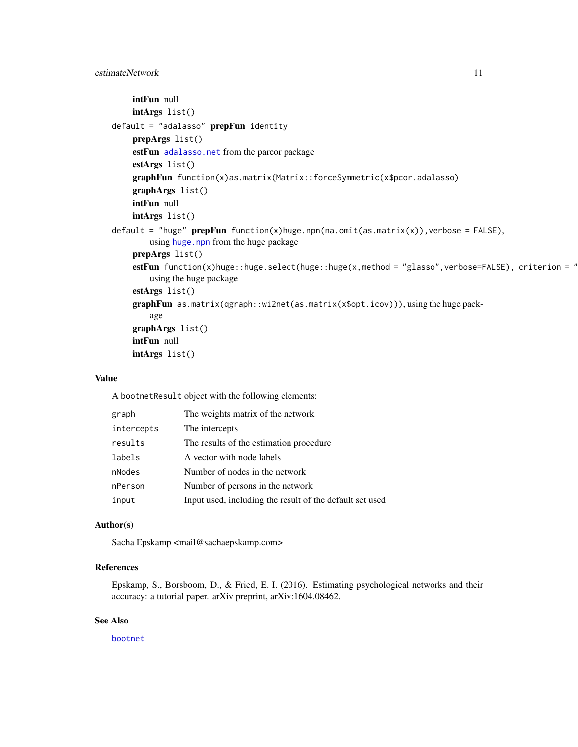**intFun** null

**intArgs** `list()`

`default = "adalasso"` **prepFun** `identity`

**prepArgs** `list()`

**estFun** `adalasso.net` from the parcor package

**estArgs** `list()`

**graphFun** `function(x)as.matrix(Matrix::forceSymmetric(x$pcor.adalasso)`

**graphArgs** `list()`

**intFun** null

**intArgs** `list()`

`default = "huge"` **prepFun** `function(x)huge.npn(na.omit(as.matrix(x)),verbose = FALSE)`, using `huge.npn` from the huge package

**prepArgs** `list()`

**estFun** `function(x)huge::huge.select(huge::huge(x,method = "glasso",verbose=FALSE), criterion = "` using the huge package

**estArgs** `list()`

**graphFun** `as.matrix(qgraph::wi2net(as.matrix(x$opt.icov)))`, using the huge package

**graphArgs** `list()`

**intFun** null

**intArgs** `list()`

### Value

A `bootnetResult` object with the following elements:

| | |
|---|---|
| `graph` | The weights matrix of the network |
| `intercepts` | The intercepts |
| `results` | The results of the estimation procedure |
| `labels` | A vector with node labels |
| `nNodes` | Number of nodes in the network |
| `nPerson` | Number of persons in the network |
| `input` | Input used, including the result of the default set used |

### Author(s)

Sacha Epskamp <mail@sachaepskamp.com>

### References

Epskamp, S., Borsboom, D., & Fried, E. I. (2016). Estimating psychological networks and their accuracy: a tutorial paper. arXiv preprint, arXiv:1604.08462.

### See Also

`bootnet`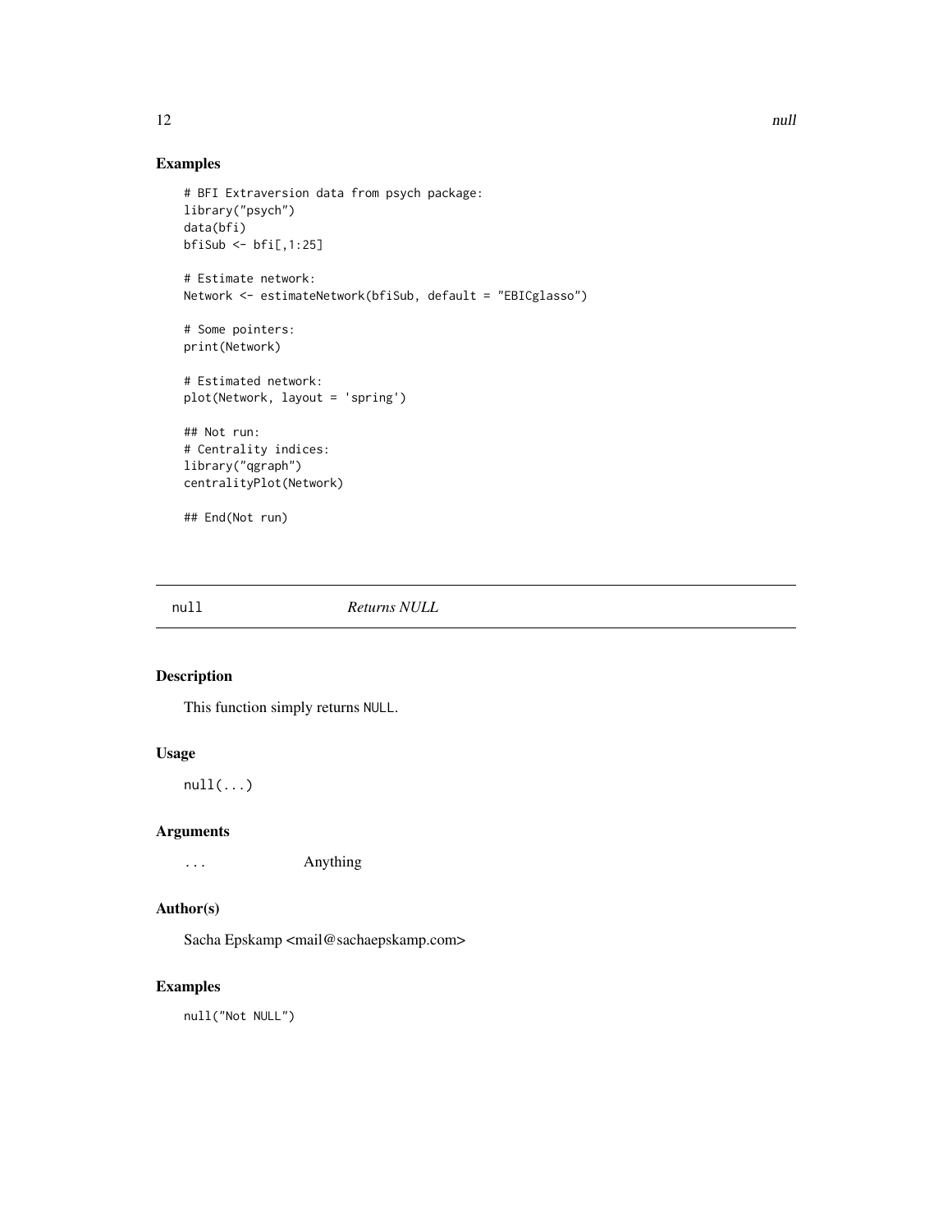## Examples

```
# BFI Extraversion data from psych package:
library("psych")
data(bfi)
bfiSub <- bfi[,1:25]

# Estimate network:
Network <- estimateNetwork(bfiSub, default = "EBICglasso")

# Some pointers:
print(Network)

# Estimated network:
plot(Network, layout = 'spring')

## Not run:
# Centrality indices:
library("qgraph")
centralityPlot(Network)

## End(Not run)
```

---

`null` *Returns NULL*

---

## Description

This function simply returns `NULL`.

## Usage

```
null(...)
```

## Arguments

| | |
|---|---|
| `...` | Anything |

## Author(s)

Sacha Epskamp <mail@sachaepskamp.com>

## Examples

```
null("Not NULL")
```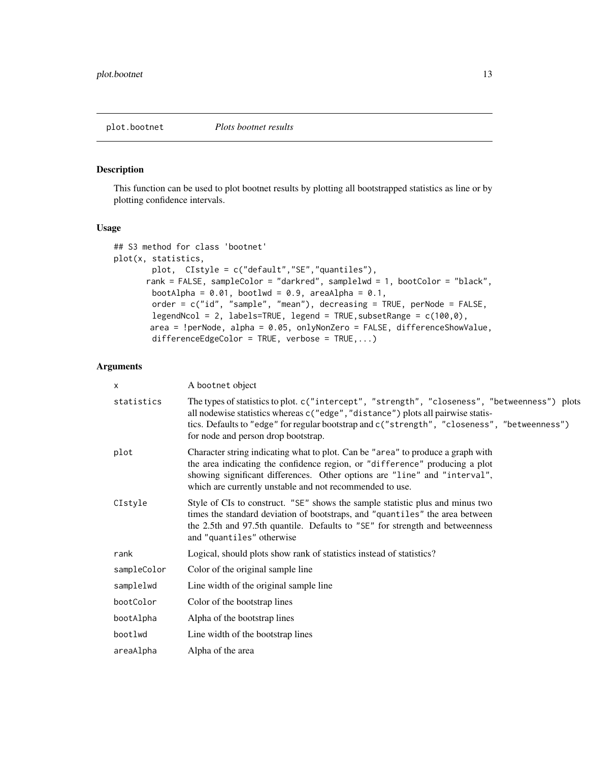## plot.bootnet *Plots bootnet results*

### Description

This function can be used to plot bootnet results by plotting all bootstrapped statistics as line or by plotting confidence intervals.

### Usage

```
## S3 method for class 'bootnet'
plot(x, statistics,
        plot,  CIstyle = c("default","SE","quantiles"),
       rank = FALSE, sampleColor = "darkred", samplelwd = 1, bootColor = "black",
        bootAlpha = 0.01, bootlwd = 0.9, areaAlpha = 0.1,
        order = c("id", "sample", "mean"), decreasing = TRUE, perNode = FALSE,
        legendNcol = 2, labels=TRUE, legend = TRUE,subsetRange = c(100,0),
       area = !perNode, alpha = 0.05, onlyNonZero = FALSE, differenceShowValue,
        differenceEdgeColor = TRUE, verbose = TRUE,...)
```

### Arguments

| | |
|---|---|
| x | A bootnet object |
| statistics | The types of statistics to plot. `c("intercept", "strength", "closeness", "betweenness")` plots all nodewise statistics whereas `c("edge","distance")` plots all pairwise statistics. Defaults to `"edge"` for regular bootstrap and `c("strength", "closeness", "betweenness")` for node and person drop bootstrap. |
| plot | Character string indicating what to plot. Can be `"area"` to produce a graph with the area indicating the confidence region, or `"difference"` producing a plot showing significant differences. Other options are `"line"` and `"interval"`, which are currently unstable and not recommended to use. |
| CIstyle | Style of CIs to construct. `"SE"` shows the sample statistic plus and minus two times the standard deviation of bootstraps, and `"quantiles"` the area between the 2.5th and 97.5th quantile. Defaults to `"SE"` for strength and betweenness and `"quantiles"` otherwise |
| rank | Logical, should plots show rank of statistics instead of statistics? |
| sampleColor | Color of the original sample line |
| samplelwd | Line width of the original sample line |
| bootColor | Color of the bootstrap lines |
| bootAlpha | Alpha of the bootstrap lines |
| bootlwd | Line width of the bootstrap lines |
| areaAlpha | Alpha of the area |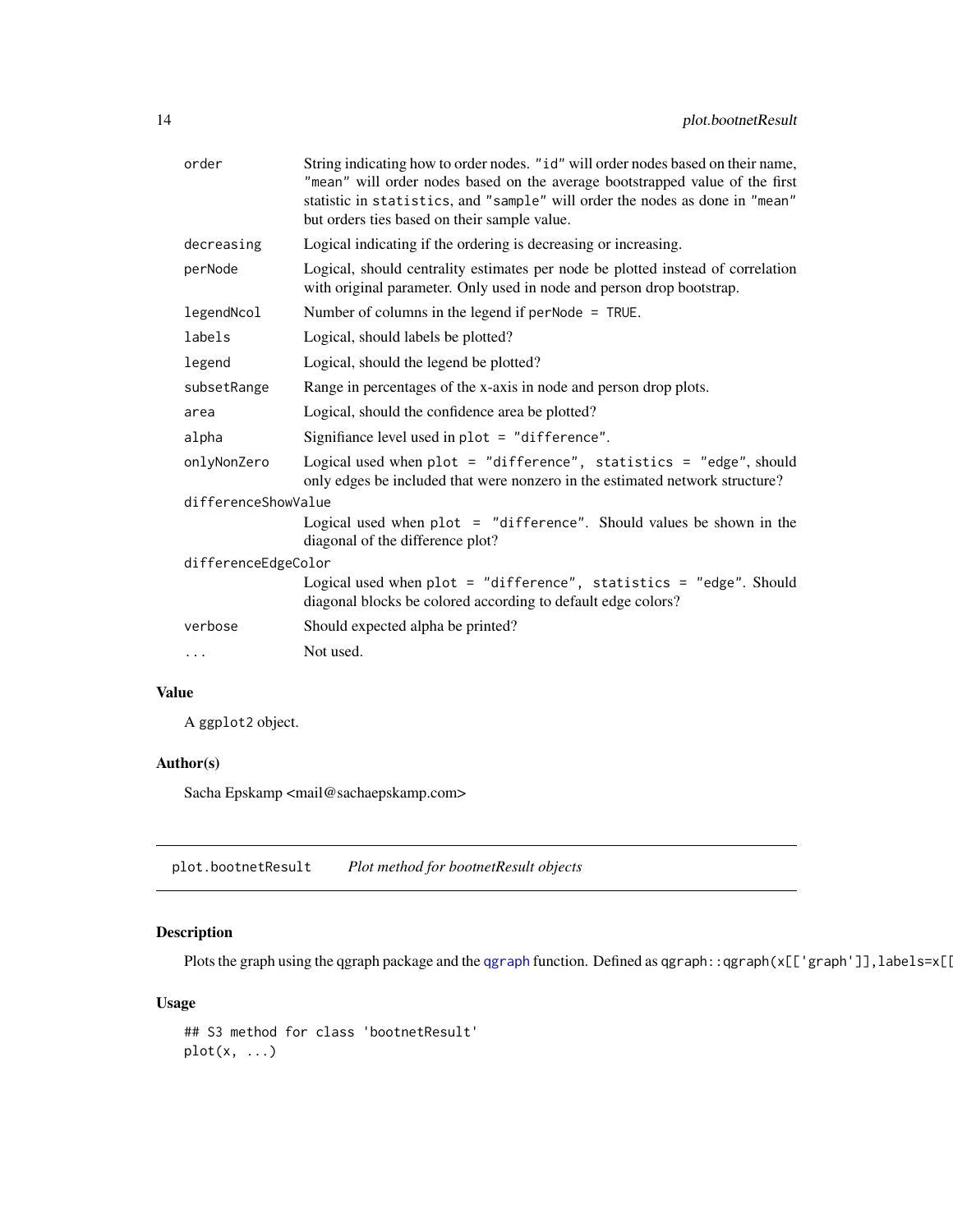| | |
|---|---|
| `order` | String indicating how to order nodes. `"id"` will order nodes based on their name, `"mean"` will order nodes based on the average bootstrapped value of the first statistic in `statistics`, and `"sample"` will order the nodes as done in `"mean"` but orders ties based on their sample value. |
| `decreasing` | Logical indicating if the ordering is decreasing or increasing. |
| `perNode` | Logical, should centrality estimates per node be plotted instead of correlation with original parameter. Only used in node and person drop bootstrap. |
| `legendNcol` | Number of columns in the legend if `perNode = TRUE`. |
| `labels` | Logical, should labels be plotted? |
| `legend` | Logical, should the legend be plotted? |
| `subsetRange` | Range in percentages of the x-axis in node and person drop plots. |
| `area` | Logical, should the confidence area be plotted? |
| `alpha` | Signifiance level used in `plot = "difference"`. |
| `onlyNonZero` | Logical used when `plot = "difference", statistics = "edge"`, should only edges be included that were nonzero in the estimated network structure? |
| `differenceShowValue` | Logical used when `plot = "difference"`. Should values be shown in the diagonal of the difference plot? |
| `differenceEdgeColor` | Logical used when `plot = "difference", statistics = "edge"`. Should diagonal blocks be colored according to default edge colors? |
| `verbose` | Should expected alpha be printed? |
| `...` | Not used. |

### Value

A `ggplot2` object.

### Author(s)

Sacha Epskamp <mail@sachaepskamp.com>

---

## `plot.bootnetResult` *Plot method for bootnetResult objects*

### Description

Plots the graph using the qgraph package and the qgraph function. Defined as `qgraph::qgraph(x[['graph']],labels=x[[`

### Usage

```
## S3 method for class 'bootnetResult'
plot(x, ...)
```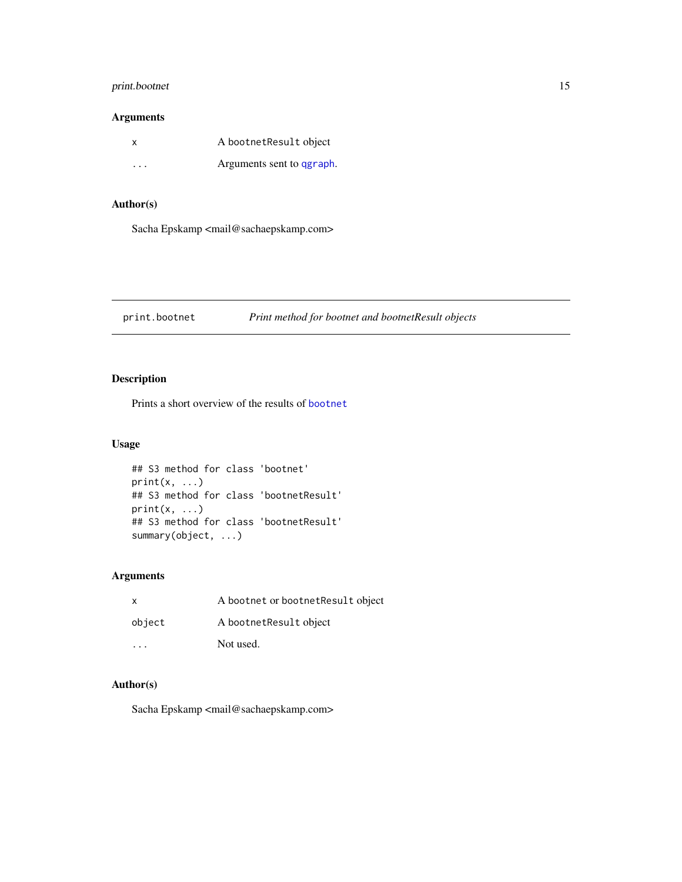### Arguments

| | |
|---|---|
| x | A bootnetResult object |
| ... | Arguments sent to qgraph. |

### Author(s)

Sacha Epskamp <mail@sachaepskamp.com>

---

## print.bootnet *Print method for bootnet and bootnetResult objects*

---

### Description

Prints a short overview of the results of bootnet

### Usage

```
## S3 method for class 'bootnet'
print(x, ...)
## S3 method for class 'bootnetResult'
print(x, ...)
## S3 method for class 'bootnetResult'
summary(object, ...)
```

### Arguments

| | |
|---|---|
| x | A bootnet or bootnetResult object |
| object | A bootnetResult object |
| ... | Not used. |

### Author(s)

Sacha Epskamp <mail@sachaepskamp.com>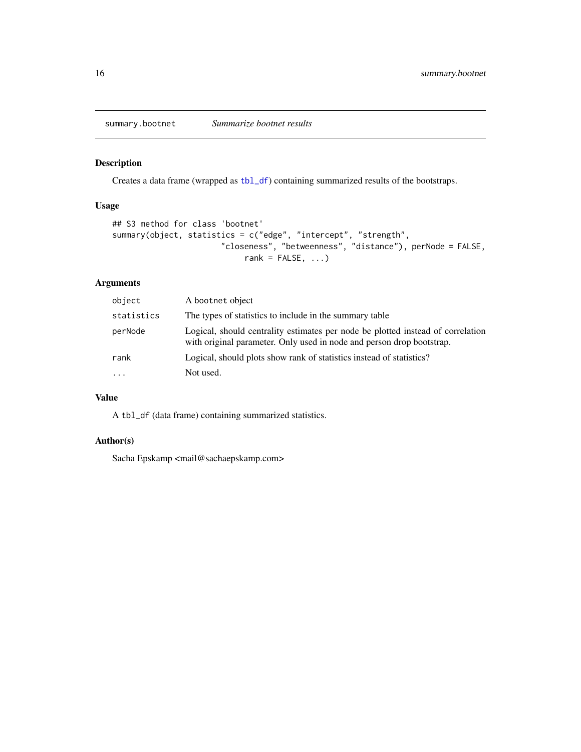## summary.bootnet — *Summarize bootnet results*

### Description

Creates a data frame (wrapped as `tbl_df`) containing summarized results of the bootstraps.

### Usage

```
## S3 method for class 'bootnet'
summary(object, statistics = c("edge", "intercept", "strength",
                      "closeness", "betweenness", "distance"), perNode = FALSE,
                          rank = FALSE, ...)
```

### Arguments

| | |
|---|---|
| `object` | A `bootnet` object |
| `statistics` | The types of statistics to include in the summary table |
| `perNode` | Logical, should centrality estimates per node be plotted instead of correlation with original parameter. Only used in node and person drop bootstrap. |
| `rank` | Logical, should plots show rank of statistics instead of statistics? |
| `...` | Not used. |

### Value

A `tbl_df` (data frame) containing summarized statistics.

### Author(s)

Sacha Epskamp <mail@sachaepskamp.com>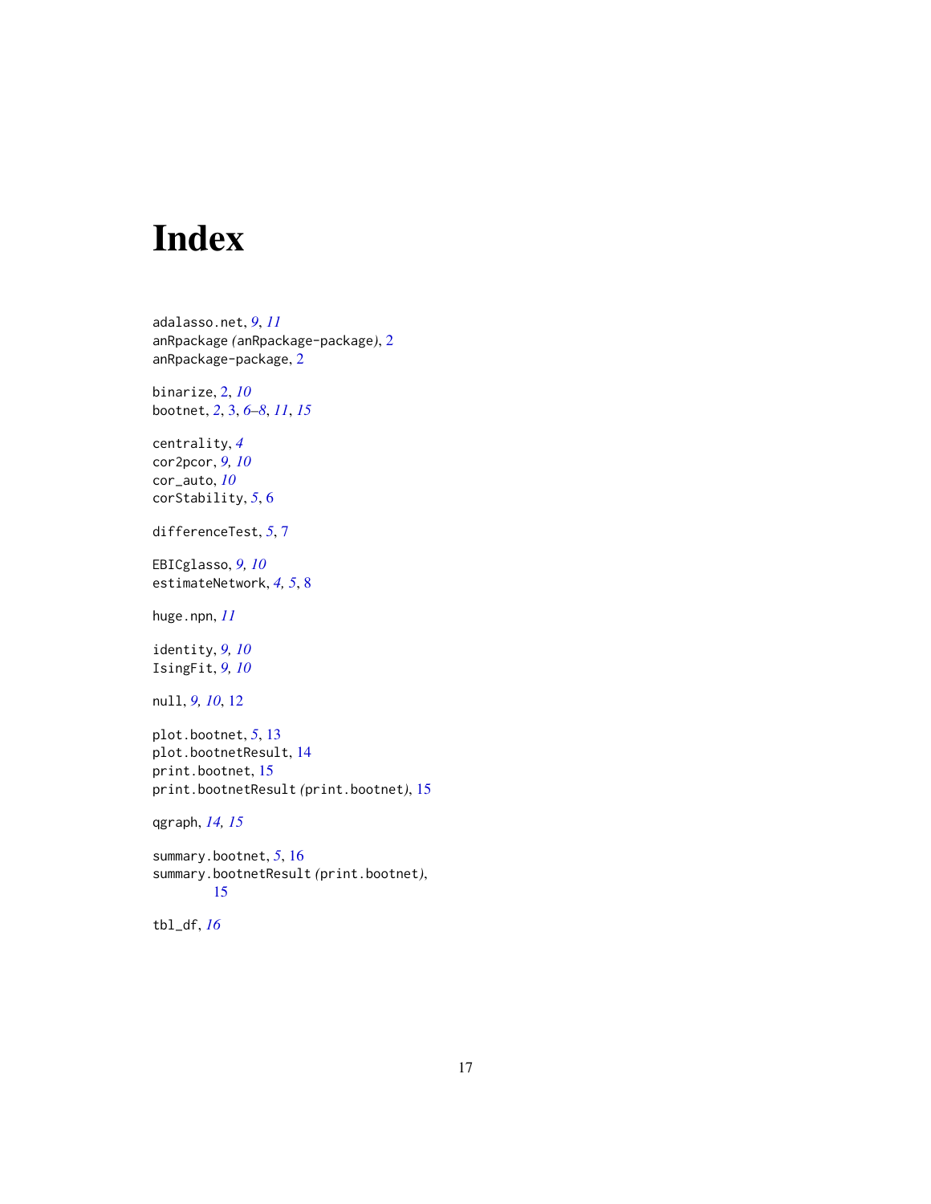# Index

adalasso.net, *9*, *11*
anRpackage (anRpackage-package), 2
anRpackage-package, 2

binarize, 2, *10*
bootnet, *2*, 3, *6–8*, *11*, *15*

centrality, *4*
cor2pcor, *9, 10*
cor_auto, *10*
corStability, *5*, 6

differenceTest, *5*, 7

EBICglasso, *9, 10*
estimateNetwork, *4, 5*, 8

huge.npn, *11*

identity, *9, 10*
IsingFit, *9, 10*

null, *9, 10*, 12

plot.bootnet, *5*, 13
plot.bootnetResult, 14
print.bootnet, 15
print.bootnetResult (print.bootnet), 15

qgraph, *14, 15*

summary.bootnet, *5*, 16
summary.bootnetResult (print.bootnet), 15

tbl_df, *16*